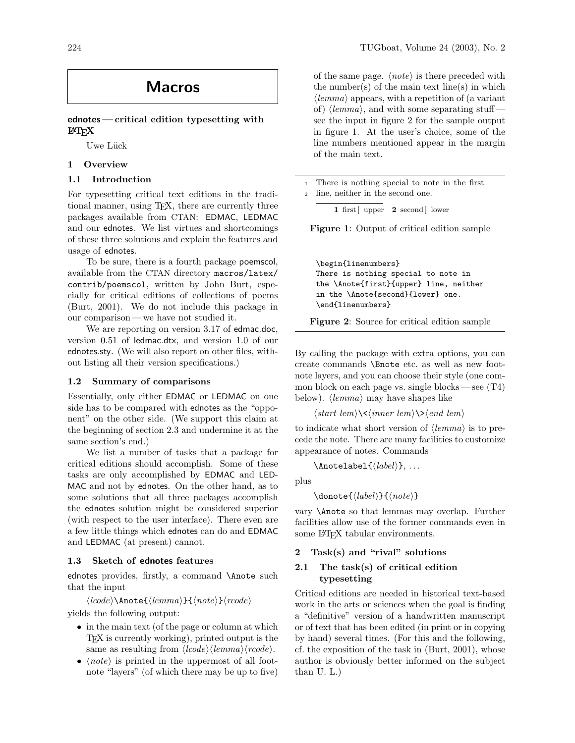# Macros

## ednotes — critical edition typesetting with LaTeX

Uwe Lück

### 1 Overview

#### 1.1 Introduction

For typesetting critical text editions in the traditional manner, using TeX, there are currently three packages available from CTAN: EDMAC, LEDMAC and our ednotes. We list virtues and shortcomings of these three solutions and explain the features and usage of ednotes.

To be sure, there is a fourth package poemscol, available from the CTAN directory macros/latex/contrib/poemscol, written by John Burt, especially for critical editions of collections of poems (Burt, 2001). We do not include this package in our comparison — we have not studied it.

We are reporting on version 3.17 of edmac.doc, version 0.51 of ledmac.dtx, and version 1.0 of our ednotes.sty. (We will also report on other files, without listing all their version specifications.)

#### 1.2 Summary of comparisons

Essentially, only either EDMAC or LEDMAC on one side has to be compared with ednotes as the "opponent" on the other side. (We support this claim at the beginning of section 2.3 and undermine it at the same section's end.)

We list a number of tasks that a package for critical editions should accomplish. Some of these tasks are only accomplished by EDMAC and LEDMAC and not by ednotes. On the other hand, as to some solutions that all three packages accomplish the ednotes solution might be considered superior (with respect to the user interface). There even are a few little things which ednotes can do and EDMAC and LEDMAC (at present) cannot.

#### 1.3 Sketch of ednotes features

ednotes provides, firstly, a command `\Anote` such that the input

⟨*lcode*⟩`\Anote{`⟨*lemma*⟩`}{`⟨*note*⟩`}`⟨*rcode*⟩

yields the following output:

- in the main text (of the page or column at which TeX is currently working), printed output is the same as resulting from ⟨*lcode*⟩⟨*lemma*⟩⟨*rcode*⟩.
- ⟨*note*⟩ is printed in the uppermost of all footnote "layers" (of which there may be up to five) of the same page. ⟨*note*⟩ is there preceded with the number(s) of the main text line(s) in which ⟨*lemma*⟩ appears, with a repetition of (a variant of) ⟨*lemma*⟩, and with some separating stuff — see the input in figure 2 for the sample output in figure 1. At the user's choice, some of the line numbers mentioned appear in the margin of the main text.

```
1  There is nothing special to note in the first
2  line, neither in the second one.

     1 first] upper   2 second] lower
```

**Figure 1**: Output of critical edition sample

```
\begin{linenumbers}
There is nothing special to note in
the \Anote{first}{upper} line, neither
in the \Anote{second}{lower} one.
\end{linenumbers}
```

**Figure 2**: Source for critical edition sample

By calling the package with extra options, you can create commands `\Bnote` etc. as well as new footnote layers, and you can choose their style (one common block on each page vs. single blocks — see (T4) below). ⟨*lemma*⟩ may have shapes like

⟨*start lem*⟩`\<`⟨*inner lem*⟩`\>`⟨*end lem*⟩

to indicate what short version of ⟨*lemma*⟩ is to precede the note. There are many facilities to customize appearance of notes. Commands

`\Anotelabel{`⟨*label*⟩`}`, ...

plus

`\donote{`⟨*label*⟩`}{`⟨*note*⟩`}`

vary `\Anote` so that lemmas may overlap. Further facilities allow use of the former commands even in some LaTeX tabular environments.

### 2 Task(s) and "rival" solutions

#### 2.1 The task(s) of critical edition typesetting

Critical editions are needed in historical text-based work in the arts or sciences when the goal is finding a "definitive" version of a handwritten manuscript or of text that has been edited (in print or in copying by hand) several times. (For this and the following, cf. the exposition of the task in (Burt, 2001), whose author is obviously better informed on the subject than U. L.)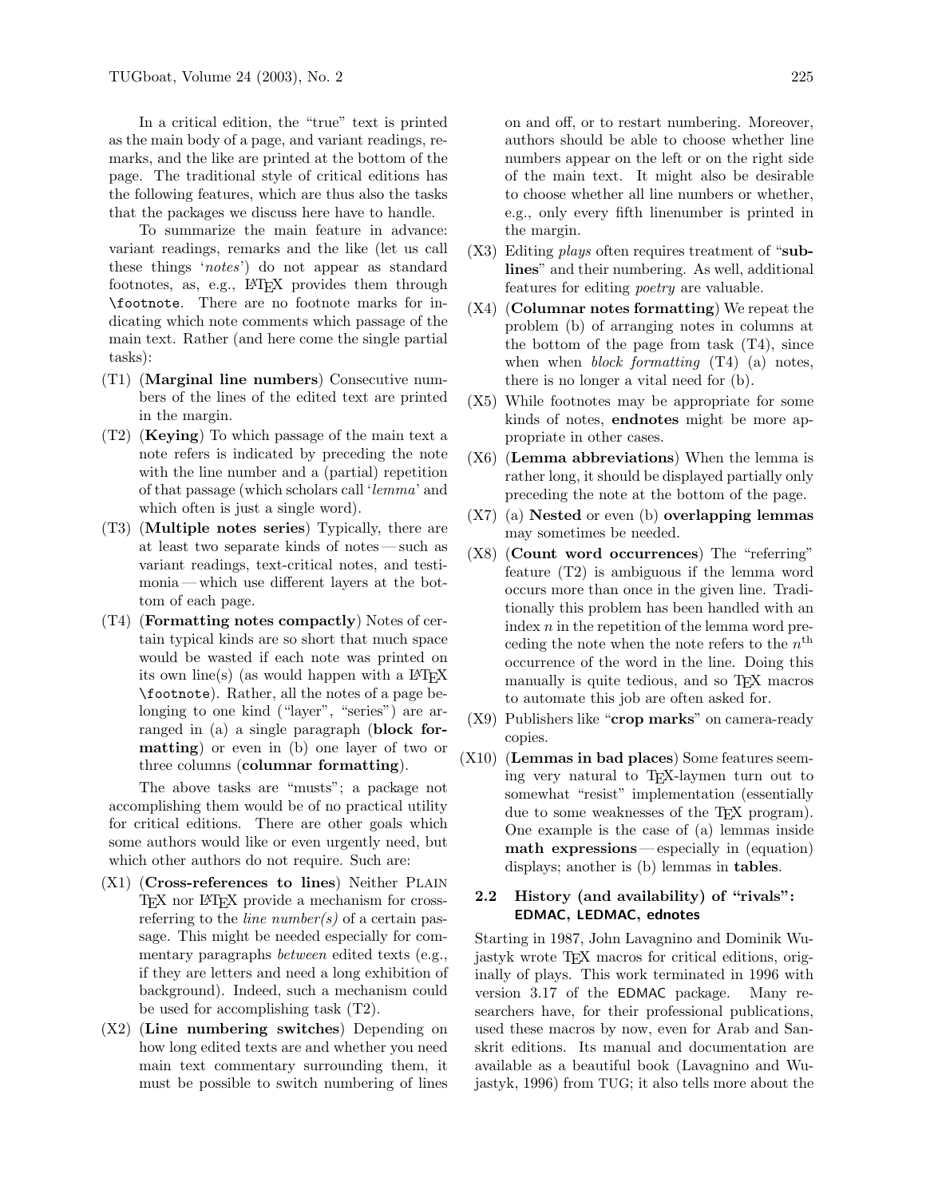In a critical edition, the "true" text is printed as the main body of a page, and variant readings, remarks, and the like are printed at the bottom of the page. The traditional style of critical editions has the following features, which are thus also the tasks that the packages we discuss here have to handle.

To summarize the main feature in advance: variant readings, remarks and the like (let us call these things '*notes*') do not appear as standard footnotes, as, e.g., LaTeX provides them through `\footnote`. There are no footnote marks for indicating which note comments which passage of the main text. Rather (and here come the single partial tasks):

- (T1) (**Marginal line numbers**) Consecutive numbers of the lines of the edited text are printed in the margin.
- (T2) (**Keying**) To which passage of the main text a note refers is indicated by preceding the note with the line number and a (partial) repetition of that passage (which scholars call '*lemma*' and which often is just a single word).
- (T3) (**Multiple notes series**) Typically, there are at least two separate kinds of notes — such as variant readings, text-critical notes, and testimonia — which use different layers at the bottom of each page.
- (T4) (**Formatting notes compactly**) Notes of certain typical kinds are so short that much space would be wasted if each note was printed on its own line(s) (as would happen with a LaTeX `\footnote`). Rather, all the notes of a page belonging to one kind ("layer", "series") are arranged in (a) a single paragraph (**block formatting**) or even in (b) one layer of two or three columns (**columnar formatting**).

The above tasks are "musts"; a package not accomplishing them would be of no practical utility for critical editions. There are other goals which some authors would like or even urgently need, but which other authors do not require. Such are:

- (X1) (**Cross-references to lines**) Neither Plain TeX nor LaTeX provide a mechanism for cross-referring to the *line number(s)* of a certain passage. This might be needed especially for commentary paragraphs *between* edited texts (e.g., if they are letters and need a long exhibition of background). Indeed, such a mechanism could be used for accomplishing task (T2).
- (X2) (**Line numbering switches**) Depending on how long edited texts are and whether you need main text commentary surrounding them, it must be possible to switch numbering of lines on and off, or to restart numbering. Moreover, authors should be able to choose whether line numbers appear on the left or on the right side of the main text. It might also be desirable to choose whether all line numbers or whether, e.g., only every fifth linenumber is printed in the margin.
- (X3) Editing *plays* often requires treatment of "**sublines**" and their numbering. As well, additional features for editing *poetry* are valuable.
- (X4) (**Columnar notes formatting**) We repeat the problem (b) of arranging notes in columns at the bottom of the page from task (T4), since when when *block formatting* (T4) (a) notes, there is no longer a vital need for (b).
- (X5) While footnotes may be appropriate for some kinds of notes, **endnotes** might be more appropriate in other cases.
- (X6) (**Lemma abbreviations**) When the lemma is rather long, it should be displayed partially only preceding the note at the bottom of the page.
- (X7) (a) **Nested** or even (b) **overlapping lemmas** may sometimes be needed.
- (X8) (**Count word occurrences**) The "referring" feature (T2) is ambiguous if the lemma word occurs more than once in the given line. Traditionally this problem has been handled with an index $n$ in the repetition of the lemma word preceding the note when the note refers to the $n^{\text{th}}$ occurrence of the word in the line. Doing this manually is quite tedious, and so TeX macros to automate this job are often asked for.
- (X9) Publishers like "**crop marks**" on camera-ready copies.
- (X10) (**Lemmas in bad places**) Some features seeming very natural to TeX-laymen turn out to somewhat "resist" implementation (essentially due to some weaknesses of the TeX program). One example is the case of (a) lemmas inside **math expressions** — especially in (equation) displays; another is (b) lemmas in **tables**.

## 2.2 History (and availability) of "rivals": EDMAC, LEDMAC, ednotes

Starting in 1987, John Lavagnino and Dominik Wujastyk wrote TeX macros for critical editions, originally of plays. This work terminated in 1996 with version 3.17 of the EDMAC package. Many researchers have, for their professional publications, used these macros by now, even for Arab and Sanskrit editions. Its manual and documentation are available as a beautiful book (Lavagnino and Wujastyk, 1996) from TUG; it also tells more about the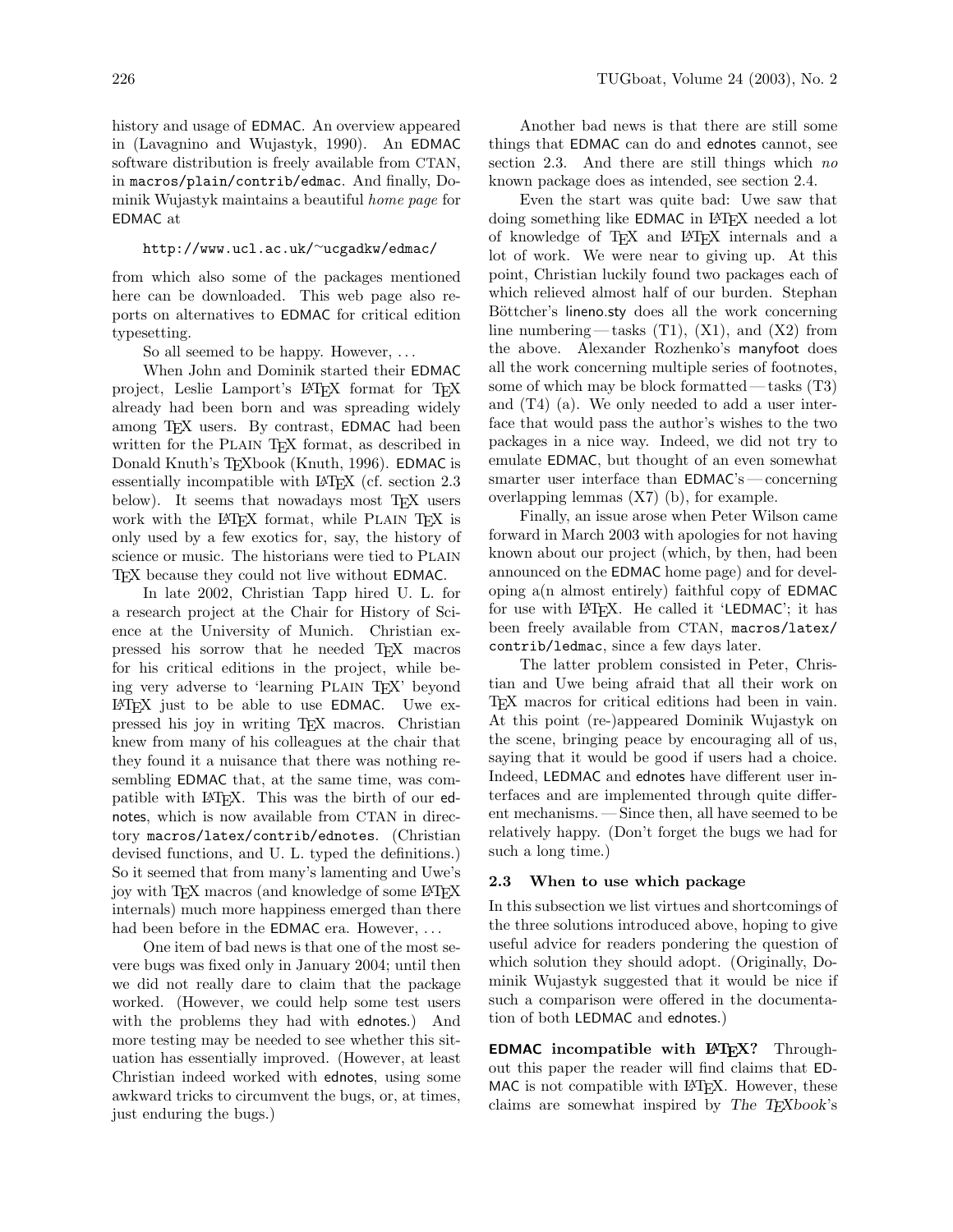history and usage of EDMAC. An overview appeared in (Lavagnino and Wujastyk, 1990). An EDMAC software distribution is freely available from CTAN, in `macros/plain/contrib/edmac`. And finally, Dominik Wujastyk maintains a beautiful *home page* for EDMAC at

`http://www.ucl.ac.uk/~ucgadkw/edmac/`

from which also some of the packages mentioned here can be downloaded. This web page also reports on alternatives to EDMAC for critical edition typesetting.

So all seemed to be happy. However, ...

When John and Dominik started their EDMAC project, Leslie Lamport's LaTeX format for TeX already had been born and was spreading widely among TeX users. By contrast, EDMAC had been written for the Plain TeX format, as described in Donald Knuth's TeXbook (Knuth, 1996). EDMAC is essentially incompatible with LaTeX (cf. section 2.3 below). It seems that nowadays most TeX users work with the LaTeX format, while Plain TeX is only used by a few exotics for, say, the history of science or music. The historians were tied to Plain TeX because they could not live without EDMAC.

In late 2002, Christian Tapp hired U. L. for a research project at the Chair for History of Science at the University of Munich. Christian expressed his sorrow that he needed TeX macros for his critical editions in the project, while being very adverse to 'learning Plain TeX' beyond LaTeX just to be able to use EDMAC. Uwe expressed his joy in writing TeX macros. Christian knew from many of his colleagues at the chair that they found it a nuisance that there was nothing resembling EDMAC that, at the same time, was compatible with LaTeX. This was the birth of our ednotes, which is now available from CTAN in directory `macros/latex/contrib/ednotes`. (Christian devised functions, and U. L. typed the definitions.) So it seemed that from many's lamenting and Uwe's joy with TeX macros (and knowledge of some LaTeX internals) much more happiness emerged than there had been before in the EDMAC era. However, ...

One item of bad news is that one of the most severe bugs was fixed only in January 2004; until then we did not really dare to claim that the package worked. (However, we could help some test users with the problems they had with ednotes.) And more testing may be needed to see whether this situation has essentially improved. (However, at least Christian indeed worked with ednotes, using some awkward tricks to circumvent the bugs, or, at times, just enduring the bugs.)

Another bad news is that there are still some things that EDMAC can do and ednotes cannot, see section 2.3. And there are still things which *no* known package does as intended, see section 2.4.

Even the start was quite bad: Uwe saw that doing something like EDMAC in LaTeX needed a lot of knowledge of TeX and LaTeX internals and a lot of work. We were near to giving up. At this point, Christian luckily found two packages each of which relieved almost half of our burden. Stephan Böttcher's lineno.sty does all the work concerning line numbering — tasks (T1), (X1), and (X2) from the above. Alexander Rozhenko's manyfoot does all the work concerning multiple series of footnotes, some of which may be block formatted — tasks (T3) and (T4) (a). We only needed to add a user interface that would pass the author's wishes to the two packages in a nice way. Indeed, we did not try to emulate EDMAC, but thought of an even somewhat smarter user interface than EDMAC's — concerning overlapping lemmas (X7) (b), for example.

Finally, an issue arose when Peter Wilson came forward in March 2003 with apologies for not having known about our project (which, by then, had been announced on the EDMAC home page) and for developing a(n almost entirely) faithful copy of EDMAC for use with LaTeX. He called it 'LEDMAC'; it has been freely available from CTAN, `macros/latex/contrib/ledmac`, since a few days later.

The latter problem consisted in Peter, Christian and Uwe being afraid that all their work on TeX macros for critical editions had been in vain. At this point (re-)appeared Dominik Wujastyk on the scene, bringing peace by encouraging all of us, saying that it would be good if users had a choice. Indeed, LEDMAC and ednotes have different user interfaces and are implemented through quite different mechanisms. — Since then, all have seemed to be relatively happy. (Don't forget the bugs we had for such a long time.)

### 2.3 When to use which package

In this subsection we list virtues and shortcomings of the three solutions introduced above, hoping to give useful advice for readers pondering the question of which solution they should adopt. (Originally, Dominik Wujastyk suggested that it would be nice if such a comparison were offered in the documentation of both LEDMAC and ednotes.)

**EDMAC incompatible with LaTeX?** Throughout this paper the reader will find claims that EDMAC is not compatible with LaTeX. However, these claims are somewhat inspired by *The TeXbook*'s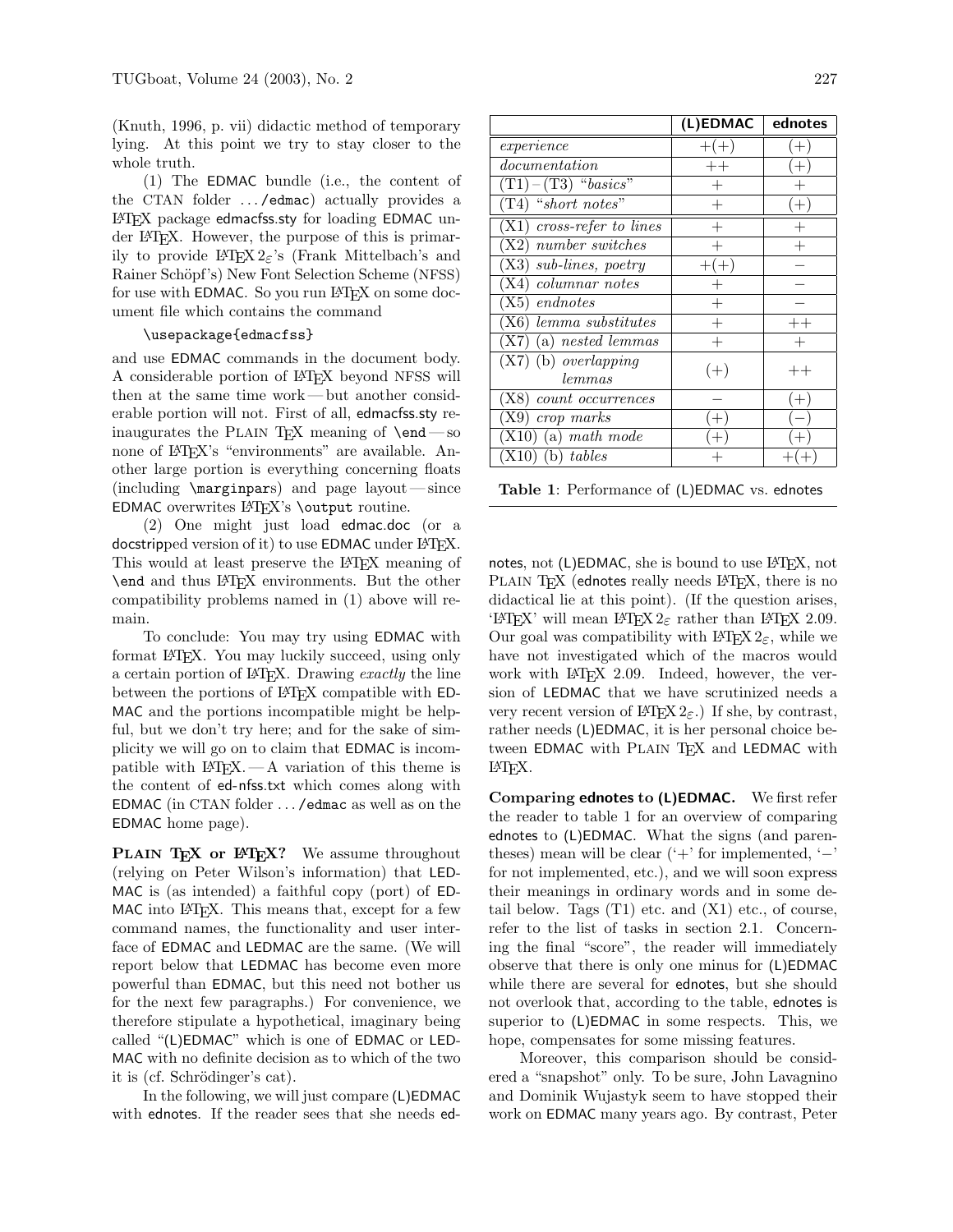(Knuth, 1996, p. vii) didactic method of temporary lying. At this point we try to stay closer to the whole truth.

(1) The EDMAC bundle (i.e., the content of the CTAN folder .../edmac) actually provides a LaTeX package edmacfss.sty for loading EDMAC under LaTeX. However, the purpose of this is primarily to provide LaTeX 2ε's (Frank Mittelbach's and Rainer Schöpf's) New Font Selection Scheme (NFSS) for use with EDMAC. So you run LaTeX on some document file which contains the command

```
\usepackage{edmacfss}
```

and use EDMAC commands in the document body. A considerable portion of LaTeX beyond NFSS will then at the same time work — but another considerable portion will not. First of all, edmacfss.sty reinaugurates the PLAIN TeX meaning of `\end` — so none of LaTeX's "environments" are available. Another large portion is everything concerning floats (including `\marginpar`s) and page layout — since EDMAC overwrites LaTeX's `\output` routine.

(2) One might just load edmac.doc (or a docstripped version of it) to use EDMAC under LaTeX. This would at least preserve the LaTeX meaning of `\end` and thus LaTeX environments. But the other compatibility problems named in (1) above will remain.

To conclude: You may try using EDMAC with format LaTeX. You may luckily succeed, using only a certain portion of LaTeX. Drawing *exactly* the line between the portions of LaTeX compatible with EDMAC and the portions incompatible might be helpful, but we don't try here; and for the sake of simplicity we will go on to claim that EDMAC is incompatible with LaTeX. — A variation of this theme is the content of ed-nfss.txt which comes along with EDMAC (in CTAN folder .../edmac as well as on the EDMAC home page).

**PLAIN TeX or LaTeX?** We assume throughout (relying on Peter Wilson's information) that LEDMAC is (as intended) a faithful copy (port) of EDMAC into LaTeX. This means that, except for a few command names, the functionality and user interface of EDMAC and LEDMAC are the same. (We will report below that LEDMAC has become even more powerful than EDMAC, but this need not bother us for the next few paragraphs.) For convenience, we therefore stipulate a hypothetical, imaginary being called "(L)EDMAC" which is one of EDMAC or LEDMAC with no definite decision as to which of the two it is (cf. Schrödinger's cat).

In the following, we will just compare (L)EDMAC with ednotes. If the reader sees that she needs ednotes, not (L)EDMAC, she is bound to use LaTeX, not PLAIN TeX (ednotes really needs LaTeX, there is no didactical lie at this point). (If the question arises, 'LaTeX' will mean LaTeX 2ε rather than LaTeX 2.09. Our goal was compatibility with LaTeX 2ε, while we have not investigated which of the macros would work with LaTeX 2.09. Indeed, however, the version of LEDMAC that we have scrutinized needs a very recent version of LaTeX 2ε.) If she, by contrast, rather needs (L)EDMAC, it is her personal choice between EDMAC with PLAIN TeX and LEDMAC with LaTeX.

| | **(L)EDMAC** | **ednotes** |
|---|---|---|
| *experience* | +(+) | (+) |
| *documentation* | ++ | (+) |
| (T1) – (T3) "*basics*" | + | + |
| (T4) "*short notes*" | + | (+) |
| (X1) *cross-refer to lines* | + | + |
| (X2) *number switches* | + | + |
| (X3) *sub-lines, poetry* | +(+) | – |
| (X4) *columnar notes* | + | – |
| (X5) *endnotes* | + | – |
| (X6) *lemma substitutes* | + | ++ |
| (X7) (a) *nested lemmas* | + | + |
| (X7) (b) *overlapping lemmas* | (+) | ++ |
| (X8) *count occurrences* | – | (+) |
| (X9) *crop marks* | (+) | (–) |
| (X10) (a) *math mode* | (+) | (+) |
| (X10) (b) *tables* | + | +(+) |

**Table 1**: Performance of (L)EDMAC vs. ednotes

**Comparing ednotes to (L)EDMAC.** We first refer the reader to table 1 for an overview of comparing ednotes to (L)EDMAC. What the signs (and parentheses) mean will be clear ('+' for implemented, '–' for not implemented, etc.), and we will soon express their meanings in ordinary words and in some detail below. Tags (T1) etc. and (X1) etc., of course, refer to the list of tasks in section 2.1. Concerning the final "score", the reader will immediately observe that there is only one minus for (L)EDMAC while there are several for ednotes, but she should not overlook that, according to the table, ednotes is superior to (L)EDMAC in some respects. This, we hope, compensates for some missing features.

Moreover, this comparison should be considered a "snapshot" only. To be sure, John Lavagnino and Dominik Wujastyk seem to have stopped their work on EDMAC many years ago. By contrast, Peter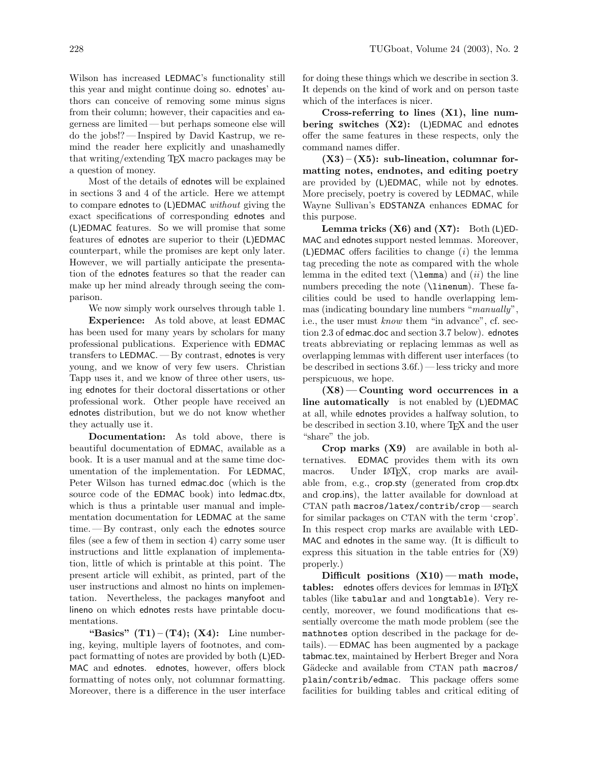Wilson has increased LEDMAC's functionality still this year and might continue doing so. ednotes' authors can conceive of removing some minus signs from their column; however, their capacities and eagerness are limited — but perhaps someone else will do the jobs!? — Inspired by David Kastrup, we remind the reader here explicitly and unashamedly that writing/extending TEX macro packages may be a question of money.

Most of the details of ednotes will be explained in sections 3 and 4 of the article. Here we attempt to compare ednotes to (L)EDMAC *without* giving the exact specifications of corresponding ednotes and (L)EDMAC features. So we will promise that some features of ednotes are superior to their (L)EDMAC counterpart, while the promises are kept only later. However, we will partially anticipate the presentation of the ednotes features so that the reader can make up her mind already through seeing the comparison.

We now simply work ourselves through table 1.

**Experience:** As told above, at least EDMAC has been used for many years by scholars for many professional publications. Experience with EDMAC transfers to LEDMAC. — By contrast, ednotes is very young, and we know of very few users. Christian Tapp uses it, and we know of three other users, using ednotes for their doctoral dissertations or other professional work. Other people have received an ednotes distribution, but we do not know whether they actually use it.

**Documentation:** As told above, there is beautiful documentation of EDMAC, available as a book. It is a user manual and at the same time documentation of the implementation. For LEDMAC, Peter Wilson has turned edmac.doc (which is the source code of the EDMAC book) into ledmac.dtx, which is thus a printable user manual and implementation documentation for LEDMAC at the same time. — By contrast, only each the ednotes source files (see a few of them in section 4) carry some user instructions and little explanation of implementation, little of which is printable at this point. The present article will exhibit, as printed, part of the user instructions and almost no hints on implementation. Nevertheless, the packages manyfoot and lineno on which ednotes rests have printable documentations.

**"Basics" (T1) – (T4); (X4):** Line numbering, keying, multiple layers of footnotes, and compact formatting of notes are provided by both (L)EDMAC and ednotes. ednotes, however, offers block formatting of notes only, not columnar formatting. Moreover, there is a difference in the user interface for doing these things which we describe in section 3. It depends on the kind of work and on person taste which of the interfaces is nicer.

**Cross-referring to lines (X1), line numbering switches (X2):** (L)EDMAC and ednotes offer the same features in these respects, only the command names differ.

**(X3) – (X5): sub-lineation, columnar formatting notes, endnotes, and editing poetry** are provided by (L)EDMAC, while not by ednotes. More precisely, poetry is covered by LEDMAC, while Wayne Sullivan's EDSTANZA enhances EDMAC for this purpose.

**Lemma tricks (X6) and (X7):** Both (L)EDMAC and ednotes support nested lemmas. Moreover, (L)EDMAC offers facilities to change (*i*) the lemma tag preceding the note as compared with the whole lemma in the edited text (`\lemma`) and (*ii*) the line numbers preceding the note (`\linenum`). These facilities could be used to handle overlapping lemmas (indicating boundary line numbers "*manually*", i.e., the user must *know* them "in advance", cf. section 2.3 of edmac.doc and section 3.7 below). ednotes treats abbreviating or replacing lemmas as well as overlapping lemmas with different user interfaces (to be described in sections 3.6f.) — less tricky and more perspicuous, we hope.

**(X8) — Counting word occurrences in a line automatically** is not enabled by (L)EDMAC at all, while ednotes provides a halfway solution, to be described in section 3.10, where TEX and the user "share" the job.

**Crop marks (X9)** are available in both alternatives. EDMAC provides them with its own macros. Under LATEX, crop marks are available from, e.g., crop.sty (generated from crop.dtx and crop.ins), the latter available for download at CTAN path `macros/latex/contrib/crop` — search for similar packages on CTAN with the term '`crop`'. In this respect crop marks are available with LEDMAC and ednotes in the same way. (It is difficult to express this situation in the table entries for (X9) properly.)

**Difficult positions (X10) — math mode, tables:** ednotes offers devices for lemmas in LATEX tables (like `tabular` and and `longtable`). Very recently, moreover, we found modifications that essentially overcome the math mode problem (see the `mathnotes` option described in the package for details). — EDMAC has been augmented by a package tabmac.tex, maintained by Herbert Breger and Nora Gädecke and available from CTAN path `macros/plain/contrib/edmac`. This package offers some facilities for building tables and critical editing of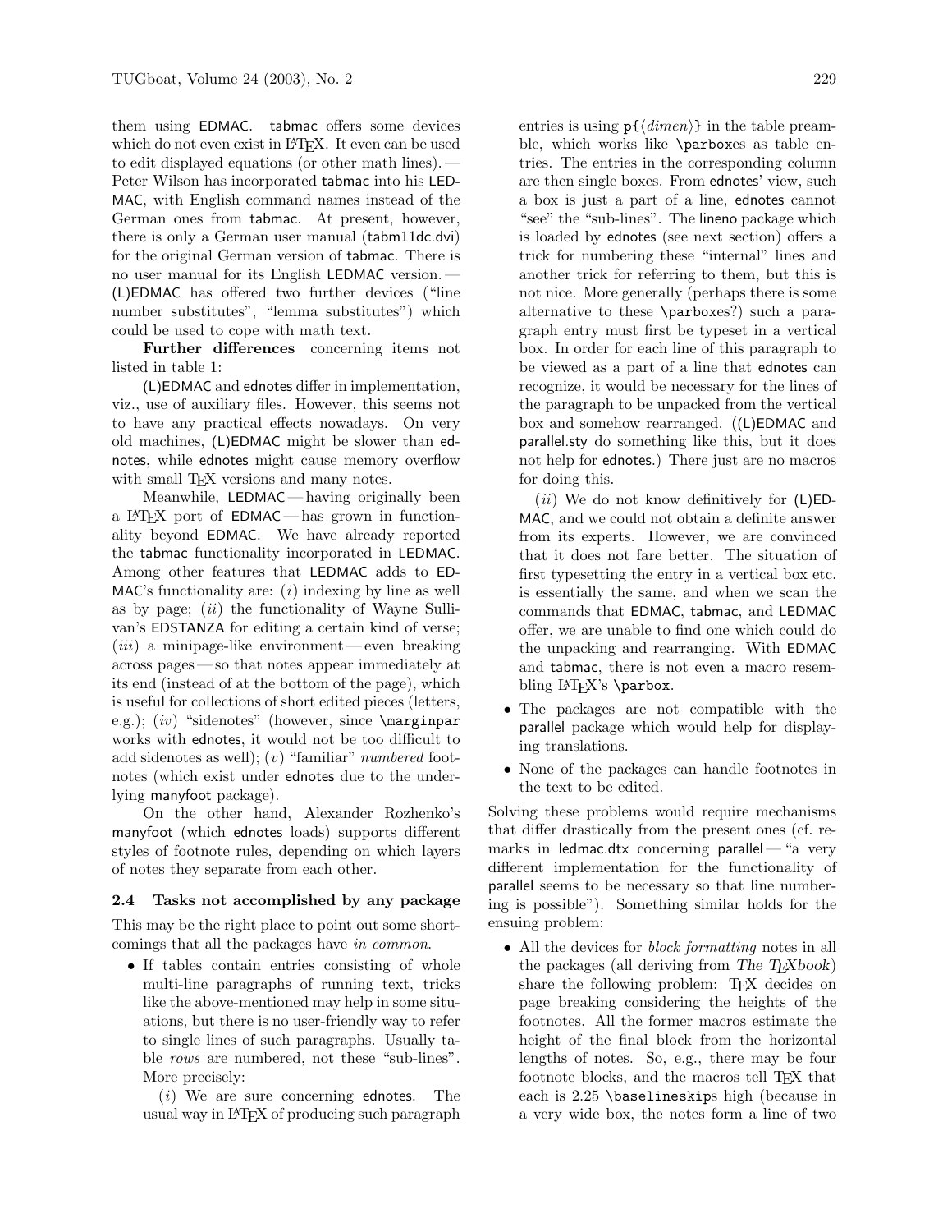them using EDMAC. tabmac offers some devices which do not even exist in LaTeX. It even can be used to edit displayed equations (or other math lines). — Peter Wilson has incorporated tabmac into his LEDMAC, with English command names instead of the German ones from tabmac. At present, however, there is only a German user manual (`tabm11dc.dvi`) for the original German version of tabmac. There is no user manual for its English LEDMAC version. — (L)EDMAC has offered two further devices ("line number substitutes", "lemma substitutes") which could be used to cope with math text.

**Further differences** concerning items not listed in table 1:

(L)EDMAC and ednotes differ in implementation, viz., use of auxiliary files. However, this seems not to have any practical effects nowadays. On very old machines, (L)EDMAC might be slower than ednotes, while ednotes might cause memory overflow with small TeX versions and many notes.

Meanwhile, LEDMAC — having originally been a LaTeX port of EDMAC — has grown in functionality beyond EDMAC. We have already reported the tabmac functionality incorporated in LEDMAC. Among other features that LEDMAC adds to EDMAC's functionality are: (*i*) indexing by line as well as by page; (*ii*) the functionality of Wayne Sullivan's EDSTANZA for editing a certain kind of verse; (*iii*) a minipage-like environment — even breaking across pages — so that notes appear immediately at its end (instead of at the bottom of the page), which is useful for collections of short edited pieces (letters, e.g.); (*iv*) "sidenotes" (however, since `\marginpar` works with ednotes, it would not be too difficult to add sidenotes as well); (*v*) "familiar" *numbered* footnotes (which exist under ednotes due to the underlying manyfoot package).

On the other hand, Alexander Rozhenko's manyfoot (which ednotes loads) supports different styles of footnote rules, depending on which layers of notes they separate from each other.

### 2.4 Tasks not accomplished by any package

This may be the right place to point out some shortcomings that all the packages have *in common*.

- If tables contain entries consisting of whole multi-line paragraphs of running text, tricks like the above-mentioned may help in some situations, but there is no user-friendly way to refer to single lines of such paragraphs. Usually table *rows* are numbered, not these "sub-lines". More precisely:

  (*i*) We are sure concerning ednotes. The usual way in LaTeX of producing such paragraph entries is using `p{`⟨*dimen*⟩`}` in the table preamble, which works like `\parbox`es as table entries. The entries in the corresponding column are then single boxes. From ednotes' view, such a box is just a part of a line, ednotes cannot "see" the "sub-lines". The lineno package which is loaded by ednotes (see next section) offers a trick for numbering these "internal" lines and another trick for referring to them, but this is not nice. More generally (perhaps there is some alternative to these `\parbox`es?) such a paragraph entry must first be typeset in a vertical box. In order for each line of this paragraph to be viewed as a part of a line that ednotes can recognize, it would be necessary for the lines of the paragraph to be unpacked from the vertical box and somehow rearranged. ((L)EDMAC and parallel.sty do something like this, but it does not help for ednotes.) There just are no macros for doing this.

  (*ii*) We do not know definitively for (L)EDMAC, and we could not obtain a definite answer from its experts. However, we are convinced that it does not fare better. The situation of first typesetting the entry in a vertical box etc. is essentially the same, and when we scan the commands that EDMAC, tabmac, and LEDMAC offer, we are unable to find one which could do the unpacking and rearranging. With EDMAC and tabmac, there is not even a macro resembling LaTeX's `\parbox`.

- The packages are not compatible with the parallel package which would help for displaying translations.
- None of the packages can handle footnotes in the text to be edited.

Solving these problems would require mechanisms that differ drastically from the present ones (cf. remarks in ledmac.dtx concerning parallel — "a very different implementation for the functionality of parallel seems to be necessary so that line numbering is possible"). Something similar holds for the ensuing problem:

- All the devices for *block formatting* notes in all the packages (all deriving from *The TeXbook*) share the following problem: TeX decides on page breaking considering the heights of the footnotes. All the former macros estimate the height of the final block from the horizontal lengths of notes. So, e.g., there may be four footnote blocks, and the macros tell TeX that each is 2.25 `\baselineskip`s high (because in a very wide box, the notes form a line of two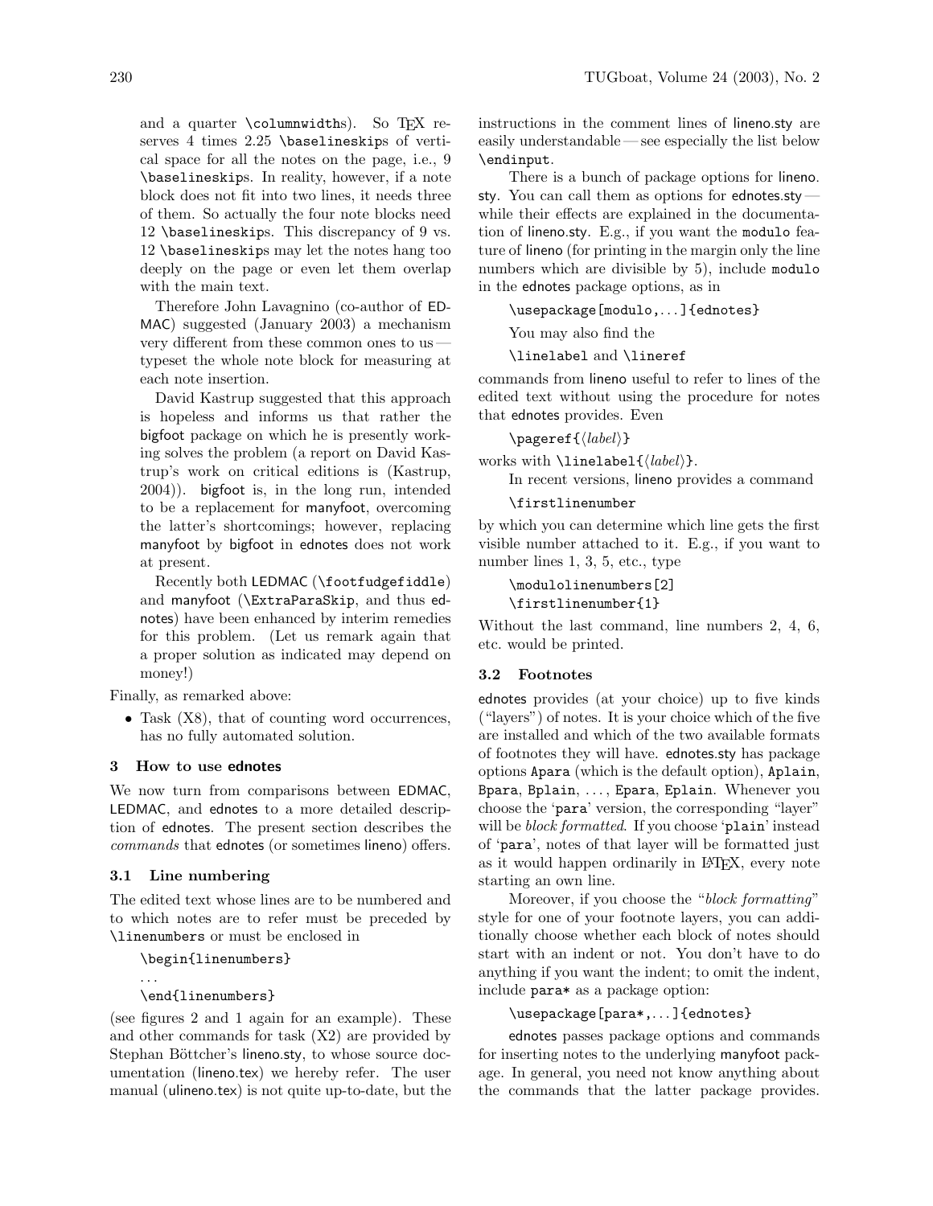and a quarter \columnwidths). So TeX reserves 4 times 2.25 \baselineskips of vertical space for all the notes on the page, i.e., 9 \baselineskips. In reality, however, if a note block does not fit into two lines, it needs three of them. So actually the four note blocks need 12 \baselineskips. This discrepancy of 9 vs. 12 \baselineskips may let the notes hang too deeply on the page or even let them overlap with the main text.

Therefore John Lavagnino (co-author of EDMAC) suggested (January 2003) a mechanism very different from these common ones to us — typeset the whole note block for measuring at each note insertion.

David Kastrup suggested that this approach is hopeless and informs us that rather the bigfoot package on which he is presently working solves the problem (a report on David Kastrup's work on critical editions is (Kastrup, 2004)). bigfoot is, in the long run, intended to be a replacement for manyfoot, overcoming the latter's shortcomings; however, replacing manyfoot by bigfoot in ednotes does not work at present.

Recently both LEDMAC (\footfudgefiddle) and manyfoot (\ExtraParaSkip, and thus ednotes) have been enhanced by interim remedies for this problem. (Let us remark again that a proper solution as indicated may depend on money!)

Finally, as remarked above:

- Task (X8), that of counting word occurrences, has no fully automated solution.

## 3 How to use ednotes

We now turn from comparisons between EDMAC, LEDMAC, and ednotes to a more detailed description of ednotes. The present section describes the *commands* that ednotes (or sometimes lineno) offers.

### 3.1 Line numbering

The edited text whose lines are to be numbered and to which notes are to refer must be preceded by \linenumbers or must be enclosed in

```
\begin{linenumbers}
...
\end{linenumbers}
```

(see figures 2 and 1 again for an example). These and other commands for task (X2) are provided by Stephan Böttcher's lineno.sty, to whose source documentation (lineno.tex) we hereby refer. The user manual (ulineno.tex) is not quite up-to-date, but the instructions in the comment lines of lineno.sty are easily understandable — see especially the list below \endinput.

There is a bunch of package options for lineno.sty. You can call them as options for ednotes.sty — while their effects are explained in the documentation of lineno.sty. E.g., if you want the modulo feature of lineno (for printing in the margin only the line numbers which are divisible by 5), include modulo in the ednotes package options, as in

```
\usepackage[modulo,...]{ednotes}
```

You may also find the

\linelabel and \lineref

commands from lineno useful to refer to lines of the edited text without using the procedure for notes that ednotes provides. Even

\pageref{⟨*label*⟩}

works with \linelabel{⟨*label*⟩}.

In recent versions, lineno provides a command

```
\firstlinenumber
```

by which you can determine which line gets the first visible number attached to it. E.g., if you want to number lines 1, 3, 5, etc., type

```
\modulolinenumbers[2]
\firstlinenumber{1}
```

Without the last command, line numbers 2, 4, 6, etc. would be printed.

### 3.2 Footnotes

ednotes provides (at your choice) up to five kinds ("layers") of notes. It is your choice which of the five are installed and which of the two available formats of footnotes they will have. ednotes.sty has package options Apara (which is the default option), Aplain, Bpara, Bplain, ..., Epara, Eplain. Whenever you choose the 'para' version, the corresponding "layer" will be *block formatted*. If you choose 'plain' instead of 'para', notes of that layer will be formatted just as it would happen ordinarily in LaTeX, every note starting an own line.

Moreover, if you choose the "*block formatting*" style for one of your footnote layers, you can additionally choose whether each block of notes should start with an indent or not. You don't have to do anything if you want the indent; to omit the indent, include para* as a package option:

```
\usepackage[para*,...]{ednotes}
```

ednotes passes package options and commands for inserting notes to the underlying manyfoot package. In general, you need not know anything about the commands that the latter package provides.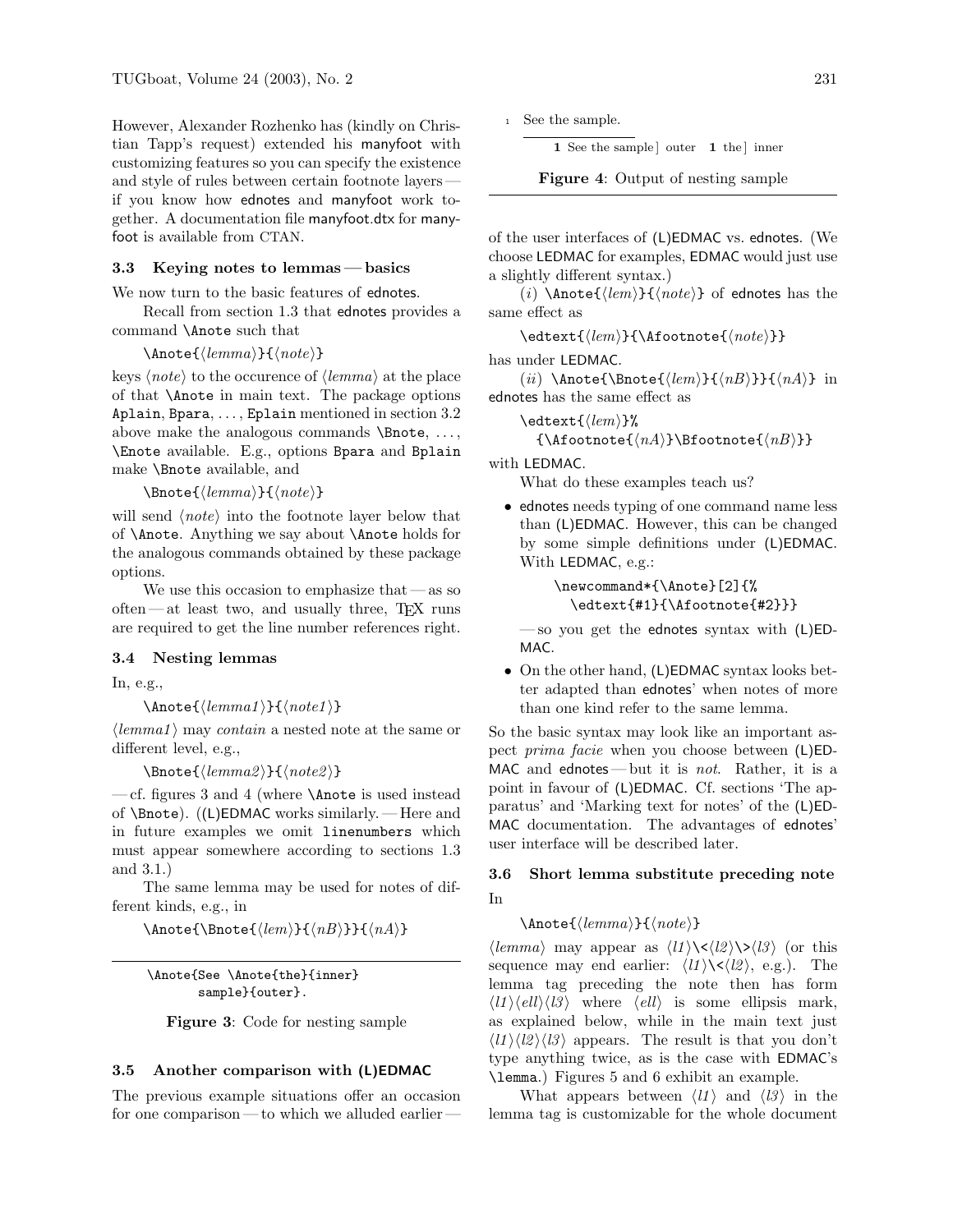However, Alexander Rozhenko has (kindly on Christian Tapp's request) extended his manyfoot with customizing features so you can specify the existence and style of rules between certain footnote layers — if you know how ednotes and manyfoot work together. A documentation file manyfoot.dtx for manyfoot is available from CTAN.

### 3.3 Keying notes to lemmas — basics

We now turn to the basic features of ednotes.

Recall from section 1.3 that ednotes provides a command `\Anote` such that

`\Anote{⟨lemma⟩}{⟨note⟩}`

keys ⟨*note*⟩ to the occurence of ⟨*lemma*⟩ at the place of that `\Anote` in main text. The package options `Aplain`, `Bpara`, …, `Eplain` mentioned in section 3.2 above make the analogous commands `\Bnote`, …, `\Enote` available. E.g., options `Bpara` and `Bplain` make `\Bnote` available, and

`\Bnote{⟨lemma⟩}{⟨note⟩}`

will send ⟨*note*⟩ into the footnote layer below that of `\Anote`. Anything we say about `\Anote` holds for the analogous commands obtained by these package options.

We use this occasion to emphasize that — as so often — at least two, and usually three, TeX runs are required to get the line number references right.

### 3.4 Nesting lemmas

In, e.g.,

`\Anote{⟨lemma1⟩}{⟨note1⟩}`

⟨*lemma1*⟩ may *contain* a nested note at the same or different level, e.g.,

`\Bnote{⟨lemma2⟩}{⟨note2⟩}`

— cf. figures 3 and 4 (where `\Anote` is used instead of `\Bnote`). ((L)EDMAC works similarly. — Here and in future examples we omit `linenumbers` which must appear somewhere according to sections 1.3 and 3.1.)

The same lemma may be used for notes of different kinds, e.g., in

`\Anote{\Bnote{⟨lem⟩}{⟨nB⟩}}{⟨nA⟩}`

```
\Anote{See \Anote{the}{inner}
      sample}{outer}.
```

**Figure 3**: Code for nesting sample

```
1  See the sample.
   1 See the sample] outer   1 the] inner
```

**Figure 4**: Output of nesting sample

### 3.5 Another comparison with (L)EDMAC

The previous example situations offer an occasion for one comparison — to which we alluded earlier — of the user interfaces of (L)EDMAC vs. ednotes. (We choose LEDMAC for examples, EDMAC would just use a slightly different syntax.)

(*i*) `\Anote{⟨lem⟩}{⟨note⟩}` of ednotes has the same effect as

`\edtext{⟨lem⟩}{\Afootnote{⟨note⟩}}`

has under LEDMAC.

(*ii*) `\Anote{\Bnote{⟨lem⟩}{⟨nB⟩}}{⟨nA⟩}` in ednotes has the same effect as

```
\edtext{⟨lem⟩}%
  {\Afootnote{⟨nA⟩}\Bfootnote{⟨nB⟩}}
```

with LEDMAC.

What do these examples teach us?

- ednotes needs typing of one command name less than (L)EDMAC. However, this can be changed by some simple definitions under (L)EDMAC. With LEDMAC, e.g.:

  ```
  \newcommand*{\Anote}[2]{%
    \edtext{#1}{\Afootnote{#2}}}
  ```

  — so you get the ednotes syntax with (L)EDMAC.
- On the other hand, (L)EDMAC syntax looks better adapted than ednotes' when notes of more than one kind refer to the same lemma.

So the basic syntax may look like an important aspect *prima facie* when you choose between (L)EDMAC and ednotes — but it is *not*. Rather, it is a point in favour of (L)EDMAC. Cf. sections 'The apparatus' and 'Marking text for notes' of the (L)EDMAC documentation. The advantages of ednotes' user interface will be described later.

### 3.6 Short lemma substitute preceding note

In

`\Anote{⟨lemma⟩}{⟨note⟩}`

⟨*lemma*⟩ may appear as ⟨*l1*⟩`\<`⟨*l2*⟩`\>`⟨*l3*⟩ (or this sequence may end earlier: ⟨*l1*⟩`\<`⟨*l2*⟩, e.g.). The lemma tag preceding the note then has form ⟨*l1*⟩⟨*ell*⟩⟨*l3*⟩ where ⟨*ell*⟩ is some ellipsis mark, as explained below, while in the main text just ⟨*l1*⟩⟨*l2*⟩⟨*l3*⟩ appears. The result is that you don't type anything twice, as is the case with EDMAC's `\lemma`.) Figures 5 and 6 exhibit an example.

What appears between ⟨*l1*⟩ and ⟨*l3*⟩ in the lemma tag is customizable for the whole document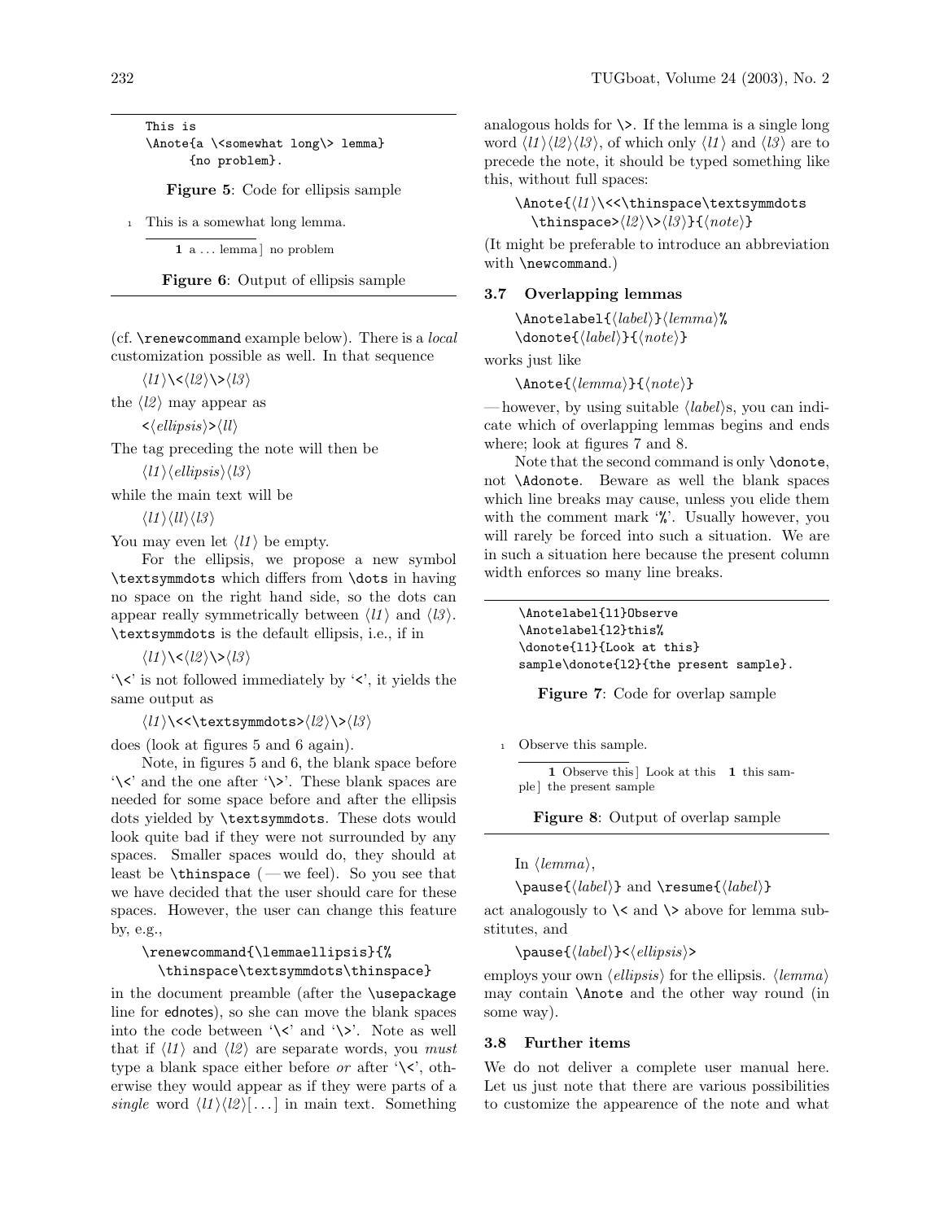```
This is
\Anote{a \<somewhat long\> lemma}
      {no problem}.
```

**Figure 5**: Code for ellipsis sample

1 This is a somewhat long lemma.

**1** a ... lemma] no problem

**Figure 6**: Output of ellipsis sample

(cf. `\renewcommand` example below). There is a *local* customization possible as well. In that sequence

⟨*l1*⟩`\<`⟨*l2*⟩`\>`⟨*l3*⟩

the ⟨*l2*⟩ may appear as

`<`⟨*ellipsis*⟩`>`⟨*ll*⟩

The tag preceding the note will then be

⟨*l1*⟩⟨*ellipsis*⟩⟨*l3*⟩

while the main text will be

⟨*l1*⟩⟨*ll*⟩⟨*l3*⟩

You may even let ⟨*l1*⟩ be empty.

For the ellipsis, we propose a new symbol `\textsymmdots` which differs from `\dots` in having no space on the right hand side, so the dots can appear really symmetrically between ⟨*l1*⟩ and ⟨*l3*⟩. `\textsymmdots` is the default ellipsis, i.e., if in

⟨*l1*⟩`\<`⟨*l2*⟩`\>`⟨*l3*⟩

'`\<`' is not followed immediately by '`<`', it yields the same output as

⟨*l1*⟩`\<<\textsymmdots>`⟨*l2*⟩`\>`⟨*l3*⟩

does (look at figures 5 and 6 again).

Note, in figures 5 and 6, the blank space before '`\<`' and the one after '`\>`'. These blank spaces are needed for some space before and after the ellipsis dots yielded by `\textsymmdots`. These dots would look quite bad if they were not surrounded by any spaces. Smaller spaces would do, they should at least be `\thinspace` (— we feel). So you see that we have decided that the user should care for these spaces. However, the user can change this feature by, e.g.,

```
\renewcommand{\lemmaellipsis}{%
  \thinspace\textsymmdots\thinspace}
```

in the document preamble (after the `\usepackage` line for ednotes), so she can move the blank spaces into the code between '`\<`' and '`\>`'. Note as well that if ⟨*l1*⟩ and ⟨*l2*⟩ are separate words, you *must* type a blank space either before *or* after '`\<`', otherwise they would appear as if they were parts of a *single* word ⟨*l1*⟩⟨*l2*⟩[...] in main text. Something analogous holds for `\>`. If the lemma is a single long word ⟨*l1*⟩⟨*l2*⟩⟨*l3*⟩, of which only ⟨*l1*⟩ and ⟨*l3*⟩ are to precede the note, it should be typed something like this, without full spaces:

`\Anote{`⟨*l1*⟩`\<<\thinspace\textsymmdots`
`\thinspace>`⟨*l2*⟩`\>`⟨*l3*⟩`}{`⟨*note*⟩`}`

(It might be preferable to introduce an abbreviation with `\newcommand`.)

### 3.7 Overlapping lemmas

`\Anotelabel{`⟨*label*⟩`}`⟨*lemma*⟩`%`
`\donote{`⟨*label*⟩`}{`⟨*note*⟩`}`

works just like

`\Anote{`⟨*lemma*⟩`}{`⟨*note*⟩`}`

— however, by using suitable ⟨*label*⟩s, you can indicate which of overlapping lemmas begins and ends where; look at figures 7 and 8.

Note that the second command is only `\donote`, not `\Adonote`. Beware as well the blank spaces which line breaks may cause, unless you elide them with the comment mark '`%`'. Usually however, you will rarely be forced into such a situation. We are in such a situation here because the present column width enforces so many line breaks.

```
\Anotelabel{l1}Observe
\Anotelabel{l2}this%
\donote{l1}{Look at this}
sample\donote{l2}{the present sample}.
```

**Figure 7**: Code for overlap sample

1 Observe this sample.

**1** Observe this] Look at this **1** this sample] the present sample

**Figure 8**: Output of overlap sample

In ⟨*lemma*⟩,

`\pause{`⟨*label*⟩`}` and `\resume{`⟨*label*⟩`}`

act analogously to `\<` and `\>` above for lemma substitutes, and

`\pause{`⟨*label*⟩`}<`⟨*ellipsis*⟩`>`

employs your own ⟨*ellipsis*⟩ for the ellipsis. ⟨*lemma*⟩ may contain `\Anote` and the other way round (in some way).

### 3.8 Further items

We do not deliver a complete user manual here. Let us just note that there are various possibilities to customize the appearence of the note and what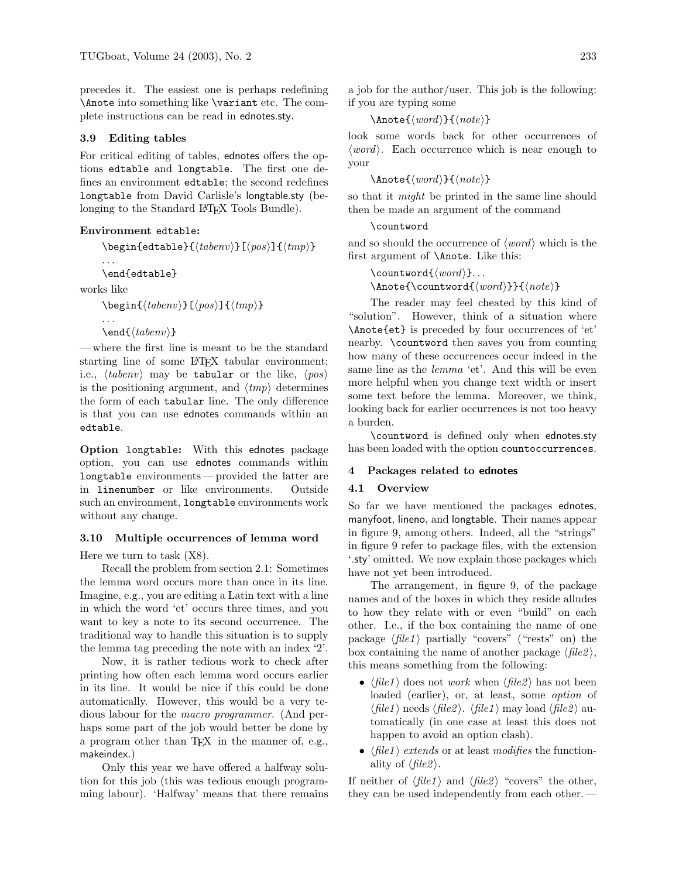precedes it. The easiest one is perhaps redefining `\Anote` into something like `\variant` etc. The complete instructions can be read in ednotes.sty.

### 3.9 Editing tables

For critical editing of tables, ednotes offers the options `edtable` and `longtable`. The first one defines an environment `edtable`; the second redefines `longtable` from David Carlisle's longtable.sty (belonging to the Standard LaTeX Tools Bundle).

**Environment `edtable`:**

```
\begin{edtable}{⟨tabenv⟩}[⟨pos⟩]{⟨tmp⟩}
...
\end{edtable}
```

works like

```
\begin{⟨tabenv⟩}[⟨pos⟩]{⟨tmp⟩}
...
\end{⟨tabenv⟩}
```

— where the first line is meant to be the standard starting line of some LaTeX tabular environment; i.e., ⟨*tabenv*⟩ may be `tabular` or the like, ⟨*pos*⟩ is the positioning argument, and ⟨*tmp*⟩ determines the form of each `tabular` line. The only difference is that you can use ednotes commands within an `edtable`.

**Option `longtable`:** With this ednotes package option, you can use ednotes commands within `longtable` environments — provided the latter are in `linenumber` or like environments. Outside such an environment, `longtable` environments work without any change.

### 3.10 Multiple occurrences of lemma word

Here we turn to task (X8).

Recall the problem from section 2.1: Sometimes the lemma word occurs more than once in its line. Imagine, e.g., you are editing a Latin text with a line in which the word 'et' occurs three times, and you want to key a note to its second occurrence. The traditional way to handle this situation is to supply the lemma tag preceding the note with an index '2'.

Now, it is rather tedious work to check after printing how often each lemma word occurs earlier in its line. It would be nice if this could be done automatically. However, this would be a very tedious labour for the *macro programmer*. (And perhaps some part of the job would better be done by a program other than TeX in the manner of, e.g., makeindex.)

Only this year we have offered a halfway solution for this job (this was tedious enough programming labour). 'Halfway' means that there remains a job for the author/user. This job is the following: if you are typing some

```
\Anote{⟨word⟩}{⟨note⟩}
```

look some words back for other occurrences of ⟨*word*⟩. Each occurrence which is near enough to your

```
\Anote{⟨word⟩}{⟨note⟩}
```

so that it *might* be printed in the same line should then be made an argument of the command

```
\countword
```

and so should the occurrence of ⟨*word*⟩ which is the first argument of `\Anote`. Like this:

```
\countword{⟨word⟩}...
\Anote{\countword{⟨word⟩}}{⟨note⟩}
```

The reader may feel cheated by this kind of "solution". However, think of a situation where `\Anote{et}` is preceded by four occurrences of 'et' nearby. `\countword` then saves you from counting how many of these occurrences occur indeed in the same line as the *lemma* 'et'. And this will be even more helpful when you change text width or insert some text before the lemma. Moreover, we think, looking back for earlier occurrences is not too heavy a burden.

`\countword` is defined only when ednotes.sty has been loaded with the option `countoccurrences`.

## 4 Packages related to ednotes

### 4.1 Overview

So far we have mentioned the packages ednotes, manyfoot, lineno, and longtable. Their names appear in figure 9, among others. Indeed, all the "strings" in figure 9 refer to package files, with the extension '.sty' omitted. We now explain those packages which have not yet been introduced.

The arrangement, in figure 9, of the package names and of the boxes in which they reside alludes to how they relate with or even "build" on each other. I.e., if the box containing the name of one package ⟨*file1*⟩ partially "covers" ("rests" on) the box containing the name of another package ⟨*file2*⟩, this means something from the following:

- ⟨*file1*⟩ does not *work* when ⟨*file2*⟩ has not been loaded (earlier), or, at least, some *option* of ⟨*file1*⟩ needs ⟨*file2*⟩. ⟨*file1*⟩ may load ⟨*file2*⟩ automatically (in one case at least this does not happen to avoid an option clash).
- ⟨*file1*⟩ *extends* or at least *modifies* the functionality of ⟨*file2*⟩.

If neither of ⟨*file1*⟩ and ⟨*file2*⟩ "covers" the other, they can be used independently from each other. —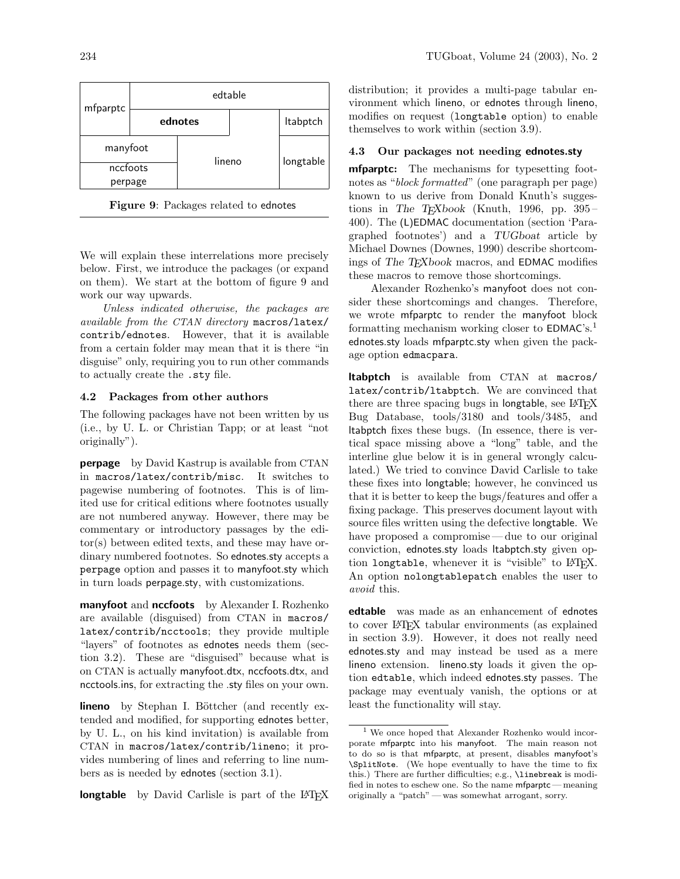| mfparptc | edtable | | |
|---|---|---|---|
| | **ednotes** | | ltabptch |
| manyfoot | lineno | | longtable |
| nccfoots perpage | | | |

**Figure 9**: Packages related to ednotes

We will explain these interrelations more precisely below. First, we introduce the packages (or expand on them). We start at the bottom of figure 9 and work our way upwards.

*Unless indicated otherwise, the packages are available from the CTAN directory* `macros/latex/contrib/ednotes`. However, that it is available from a certain folder may mean that it is there "in disguise" only, requiring you to run other commands to actually create the `.sty` file.

### 4.2 Packages from other authors

The following packages have not been written by us (i.e., by U. L. or Christian Tapp; or at least "not originally").

**perpage** by David Kastrup is available from CTAN in `macros/latex/contrib/misc`. It switches to pagewise numbering of footnotes. This is of limited use for critical editions where footnotes usually are not numbered anyway. However, there may be commentary or introductory passages by the editor(s) between edited texts, and these may have ordinary numbered footnotes. So ednotes.sty accepts a `perpage` option and passes it to manyfoot.sty which in turn loads perpage.sty, with customizations.

**manyfoot** and **nccfoots** by Alexander I. Rozhenko are available (disguised) from CTAN in `macros/latex/contrib/ncctools`; they provide multiple "layers" of footnotes as ednotes needs them (section 3.2). These are "disguised" because what is on CTAN is actually manyfoot.dtx, nccfoots.dtx, and ncctools.ins, for extracting the .sty files on your own.

**lineno** by Stephan I. Böttcher (and recently extended and modified, for supporting ednotes better, by U. L., on his kind invitation) is available from CTAN in `macros/latex/contrib/lineno`; it provides numbering of lines and referring to line numbers as is needed by ednotes (section 3.1).

**longtable** by David Carlisle is part of the LaTeX distribution; it provides a multi-page tabular environment which lineno, or ednotes through lineno, modifies on request (`longtable` option) to enable themselves to work within (section 3.9).

### 4.3 Our packages not needing ednotes.sty

**mfparptc:** The mechanisms for typesetting footnotes as "*block formatted*" (one paragraph per page) known to us derive from Donald Knuth's suggestions in *The TeXbook* (Knuth, 1996, pp. 395–400). The (L)EDMAC documentation (section 'Paragraphed footnotes') and a *TUGboat* article by Michael Downes (Downes, 1990) describe shortcomings of *The TeXbook* macros, and EDMAC modifies these macros to remove those shortcomings.

Alexander Rozhenko's manyfoot does not consider these shortcomings and changes. Therefore, we wrote mfparptc to render the manyfoot block formatting mechanism working closer to EDMAC's.[1] ednotes.sty loads mfparptc.sty when given the package option `edmacpara`.

**ltabptch** is available from CTAN at `macros/latex/contrib/ltabptch`. We are convinced that there are three spacing bugs in longtable, see LaTeX Bug Database, tools/3180 and tools/3485, and ltabptch fixes these bugs. (In essence, there is vertical space missing above a "long" table, and the interline glue below it is in general wrongly calculated.) We tried to convince David Carlisle to take these fixes into longtable; however, he convinced us that it is better to keep the bugs/features and offer a fixing package. This preserves document layout with source files written using the defective longtable. We have proposed a compromise — due to our original conviction, ednotes.sty loads ltabptch.sty given option `longtable`, whenever it is "visible" to LaTeX. An option `nolongtablepatch` enables the user to *avoid* this.

**edtable** was made as an enhancement of ednotes to cover LaTeX tabular environments (as explained in section 3.9). However, it does not really need ednotes.sty and may instead be used as a mere lineno extension. lineno.sty loads it given the option `edtable`, which indeed ednotes.sty passes. The package may eventualy vanish, the options or at least the functionality will stay.

[1] We once hoped that Alexander Rozhenko would incorporate mfparptc into his manyfoot. The main reason not to do so is that mfparptc, at present, disables manyfoot's `\SplitNote`. (We hope eventually to have the time to fix this.) There are further difficulties; e.g., `\linebreak` is modified in notes to eschew one. So the name mfparptc — meaning originally a "patch" — was somewhat arrogant, sorry.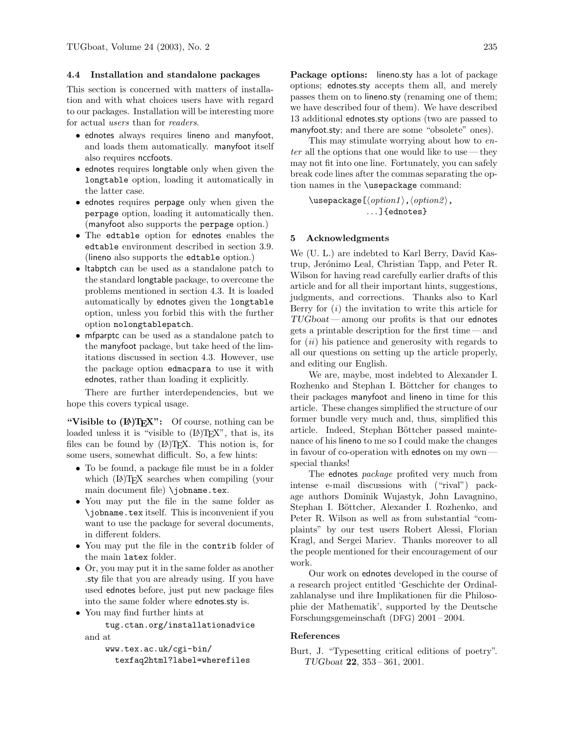### 4.4 Installation and standalone packages

This section is concerned with matters of installation and with what choices users have with regard to our packages. Installation will be interesting more for actual *users* than for *readers*.

- ednotes always requires lineno and manyfoot, and loads them automatically. manyfoot itself also requires nccfoots.
- ednotes requires longtable only when given the `longtable` option, loading it automatically in the latter case.
- ednotes requires perpage only when given the `perpage` option, loading it automatically then. (manyfoot also supports the `perpage` option.)
- The `edtable` option for ednotes enables the `edtable` environment described in section 3.9. (lineno also supports the `edtable` option.)
- ltabptch can be used as a standalone patch to the standard longtable package, to overcome the problems mentioned in section 4.3. It is loaded automatically by ednotes given the `longtable` option, unless you forbid this with the further option `nolongtablepatch`.
- mfparptc can be used as a standalone patch to the manyfoot package, but take heed of the limitations discussed in section 4.3. However, use the package option `edmacpara` to use it with ednotes, rather than loading it explicitly.

There are further interdependencies, but we hope this covers typical usage.

**"Visible to (LA)TEX":** Of course, nothing can be loaded unless it is "visible to (LA)TEX", that is, its files can be found by (LA)TEX. This notion is, for some users, somewhat difficult. So, a few hints:

- To be found, a package file must be in a folder which (LA)TEX searches when compiling (your main document file) `\jobname.tex`.
- You may put the file in the same folder as `\jobname.tex` itself. This is inconvenient if you want to use the package for several documents, in different folders.
- You may put the file in the `contrib` folder of the main `latex` folder.
- Or, you may put it in the same folder as another .sty file that you are already using. If you have used ednotes before, just put new package files into the same folder where ednotes.sty is.
- You may find further hints at

  `tug.ctan.org/installationadvice`

  and at

  `www.tex.ac.uk/cgi-bin/texfaq2html?label=wherefiles`

**Package options:** lineno.sty has a lot of package options; ednotes.sty accepts them all, and merely passes them on to lineno.sty (renaming one of them; we have described four of them). We have described 13 additional ednotes.sty options (two are passed to manyfoot.sty; and there are some "obsolete" ones).

This may stimulate worrying about how to *enter* all the options that one would like to use — they may not fit into one line. Fortunately, you can safely break code lines after the commas separating the option names in the `\usepackage` command:

```
\usepackage[⟨option1⟩,⟨option2⟩,
            ...]{ednotes}
```

## 5 Acknowledgments

We (U. L.) are indebted to Karl Berry, David Kastrup, Jerónimo Leal, Christian Tapp, and Peter R. Wilson for having read carefully earlier drafts of this article and for all their important hints, suggestions, judgments, and corrections. Thanks also to Karl Berry for (*i*) the invitation to write this article for *TUGboat* — among our profits is that our ednotes gets a printable description for the first time — and for (*ii*) his patience and generosity with regards to all our questions on setting up the article properly, and editing our English.

We are, maybe, most indebted to Alexander I. Rozhenko and Stephan I. Böttcher for changes to their packages manyfoot and lineno in time for this article. These changes simplified the structure of our former bundle very much and, thus, simplified this article. Indeed, Stephan Böttcher passed maintenance of his lineno to me so I could make the changes in favour of co-operation with ednotes on my own — special thanks!

The ednotes *package* profited very much from intense e-mail discussions with ("rival") package authors Dominik Wujastyk, John Lavagnino, Stephan I. Böttcher, Alexander I. Rozhenko, and Peter R. Wilson as well as from substantial "complaints" by our test users Robert Alessi, Florian Kragl, and Sergei Mariev. Thanks moreover to all the people mentioned for their encouragement of our work.

Our work on ednotes developed in the course of a research project entitled 'Geschichte der Ordinalzahlanalyse und ihre Implikationen für die Philosophie der Mathematik', supported by the Deutsche Forschungsgemeinschaft (DFG) 2001 – 2004.

### References

Burt, J. "Typesetting critical editions of poetry". *TUGboat* **22**, 353 – 361, 2001.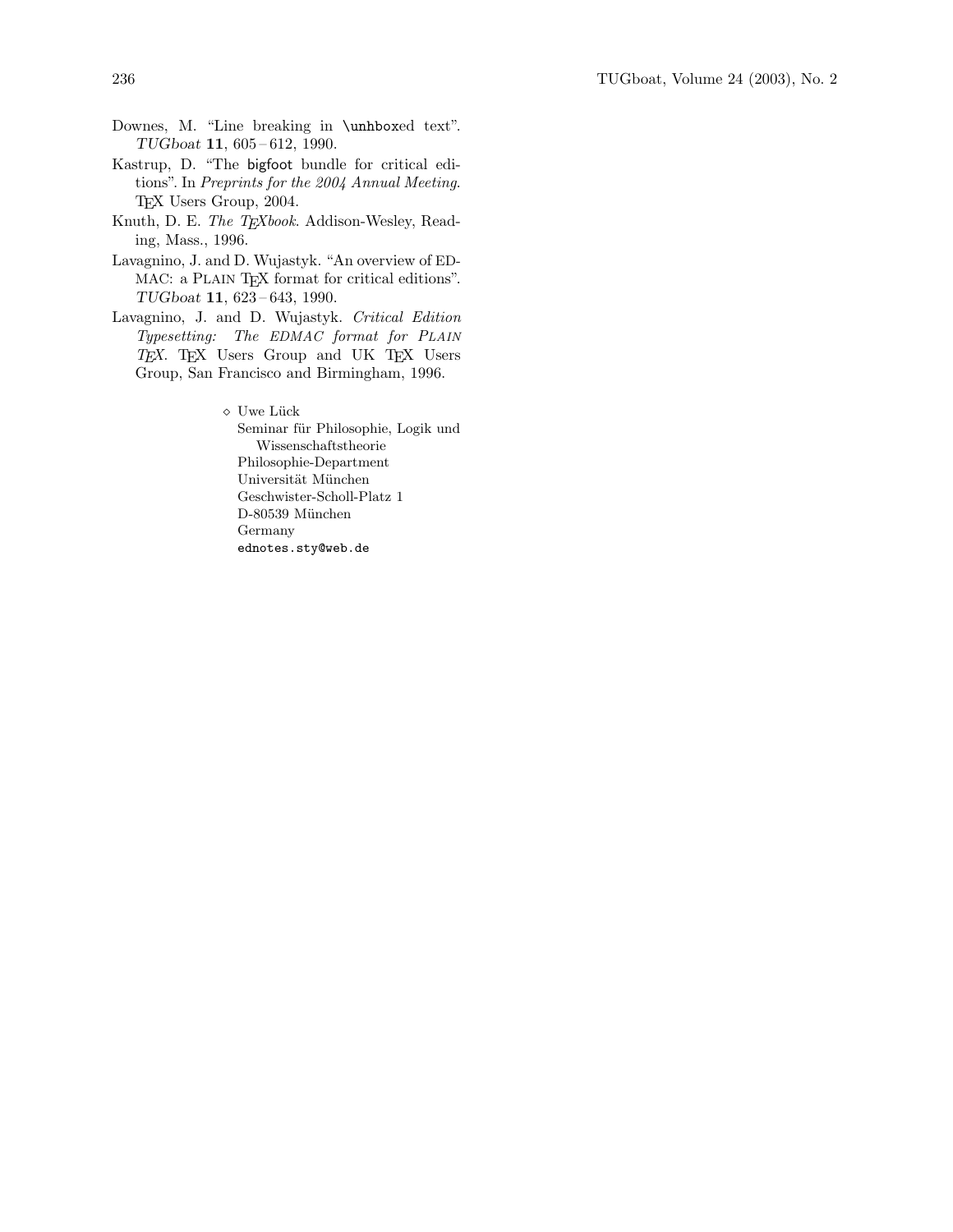Downes, M. "Line breaking in `\unhbox`ed text". *TUGboat* **11**, 605–612, 1990.

Kastrup, D. "The bigfoot bundle for critical editions". In *Preprints for the 2004 Annual Meeting*. TEX Users Group, 2004.

Knuth, D. E. *The TEXbook*. Addison-Wesley, Reading, Mass., 1996.

Lavagnino, J. and D. Wujastyk. "An overview of EDMAC: a PLAIN TEX format for critical editions". *TUGboat* **11**, 623–643, 1990.

Lavagnino, J. and D. Wujastyk. *Critical Edition Typesetting: The EDMAC format for PLAIN TEX*. TEX Users Group and UK TEX Users Group, San Francisco and Birmingham, 1996.

◇ Uwe Lück
Seminar für Philosophie, Logik und Wissenschaftstheorie
Philosophie-Department
Universität München
Geschwister-Scholl-Platz 1
D-80539 München
Germany
ednotes.sty@web.de